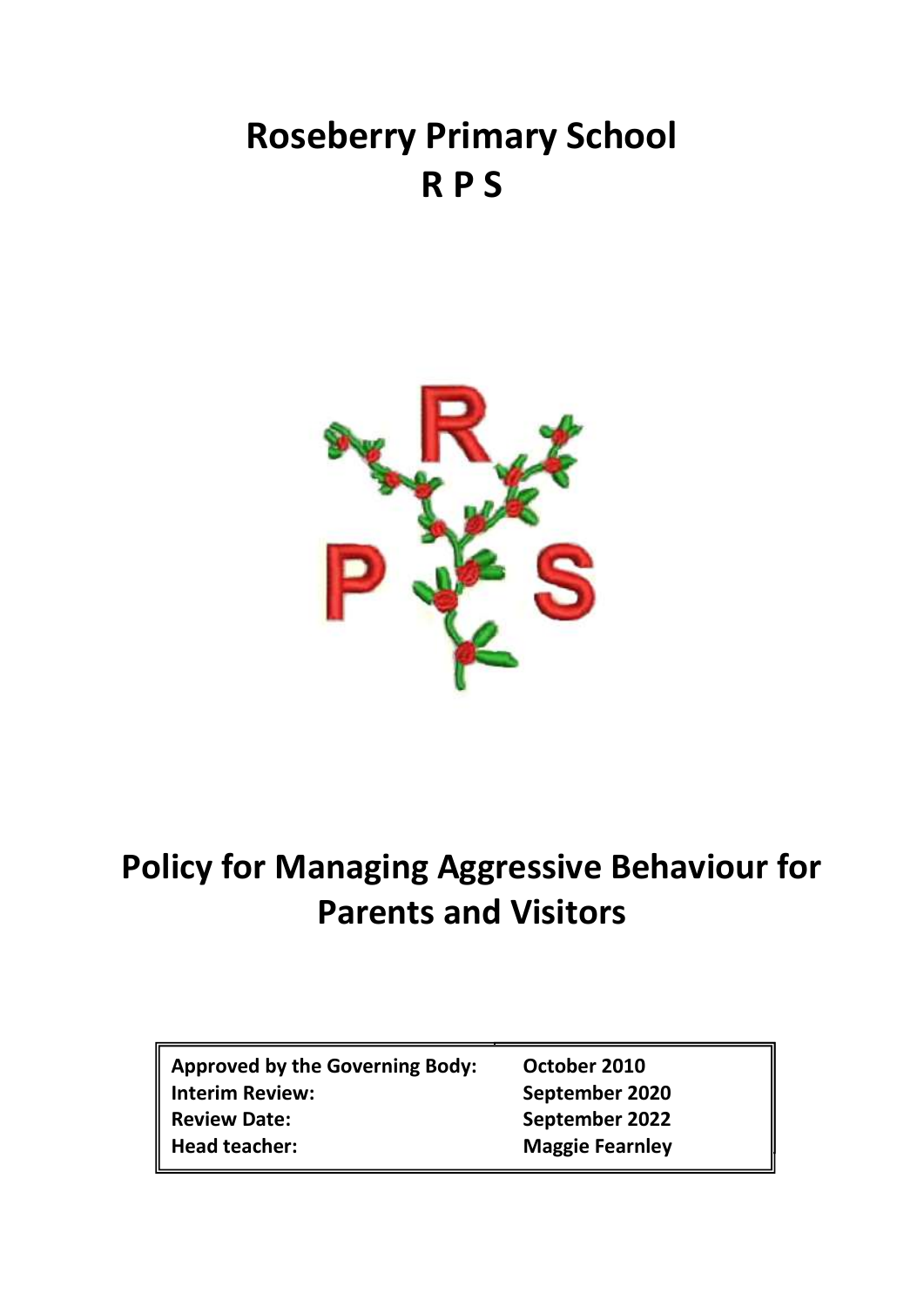# Roseberry Primary School
# R P S

# Policy for Managing Aggressive Behaviour for Parents and Visitors

| | |
|---|---|
| **Approved by the Governing Body:** | **October 2010** |
| **Interim Review:** | **September 2020** |
| **Review Date:** | **September 2022** |
| **Head teacher:** | **Maggie Fearnley** |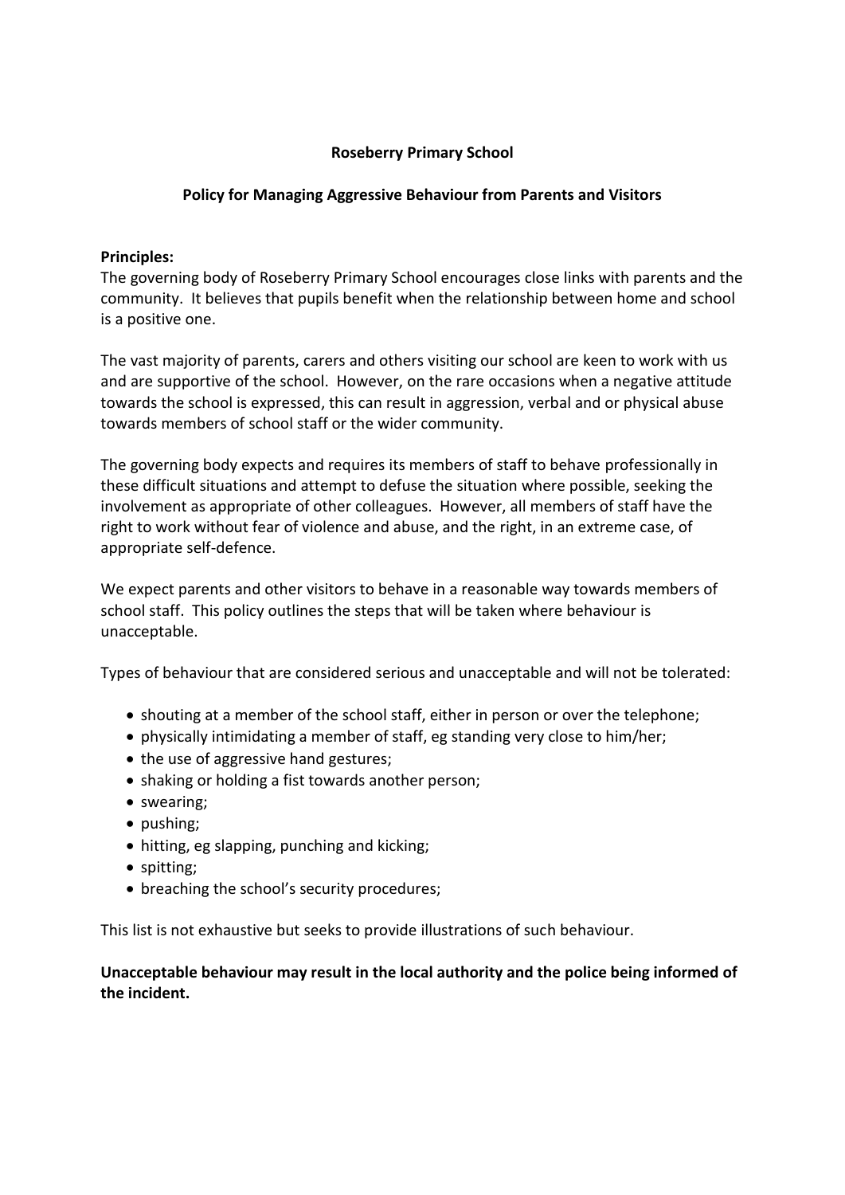**Roseberry Primary School**

**Policy for Managing Aggressive Behaviour from Parents and Visitors**

**Principles:**

The governing body of Roseberry Primary School encourages close links with parents and the community. It believes that pupils benefit when the relationship between home and school is a positive one.

The vast majority of parents, carers and others visiting our school are keen to work with us and are supportive of the school. However, on the rare occasions when a negative attitude towards the school is expressed, this can result in aggression, verbal and or physical abuse towards members of school staff or the wider community.

The governing body expects and requires its members of staff to behave professionally in these difficult situations and attempt to defuse the situation where possible, seeking the involvement as appropriate of other colleagues. However, all members of staff have the right to work without fear of violence and abuse, and the right, in an extreme case, of appropriate self-defence.

We expect parents and other visitors to behave in a reasonable way towards members of school staff. This policy outlines the steps that will be taken where behaviour is unacceptable.

Types of behaviour that are considered serious and unacceptable and will not be tolerated:

- shouting at a member of the school staff, either in person or over the telephone;
- physically intimidating a member of staff, eg standing very close to him/her;
- the use of aggressive hand gestures;
- shaking or holding a fist towards another person;
- swearing;
- pushing;
- hitting, eg slapping, punching and kicking;
- spitting;
- breaching the school's security procedures;

This list is not exhaustive but seeks to provide illustrations of such behaviour.

**Unacceptable behaviour may result in the local authority and the police being informed of the incident.**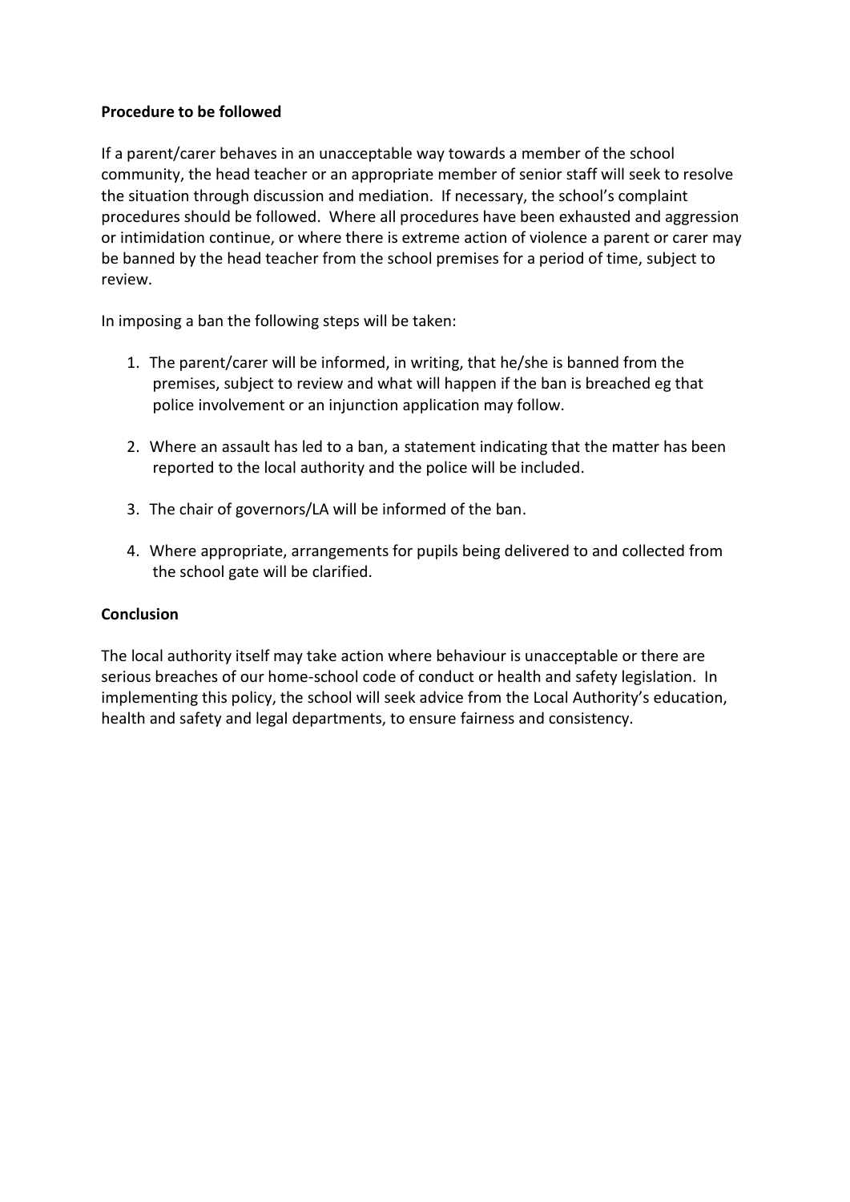**Procedure to be followed**

If a parent/carer behaves in an unacceptable way towards a member of the school community, the head teacher or an appropriate member of senior staff will seek to resolve the situation through discussion and mediation. If necessary, the school's complaint procedures should be followed. Where all procedures have been exhausted and aggression or intimidation continue, or where there is extreme action of violence a parent or carer may be banned by the head teacher from the school premises for a period of time, subject to review.

In imposing a ban the following steps will be taken:

1. The parent/carer will be informed, in writing, that he/she is banned from the premises, subject to review and what will happen if the ban is breached eg that police involvement or an injunction application may follow.
2. Where an assault has led to a ban, a statement indicating that the matter has been reported to the local authority and the police will be included.
3. The chair of governors/LA will be informed of the ban.
4. Where appropriate, arrangements for pupils being delivered to and collected from the school gate will be clarified.

**Conclusion**

The local authority itself may take action where behaviour is unacceptable or there are serious breaches of our home-school code of conduct or health and safety legislation. In implementing this policy, the school will seek advice from the Local Authority's education, health and safety and legal departments, to ensure fairness and consistency.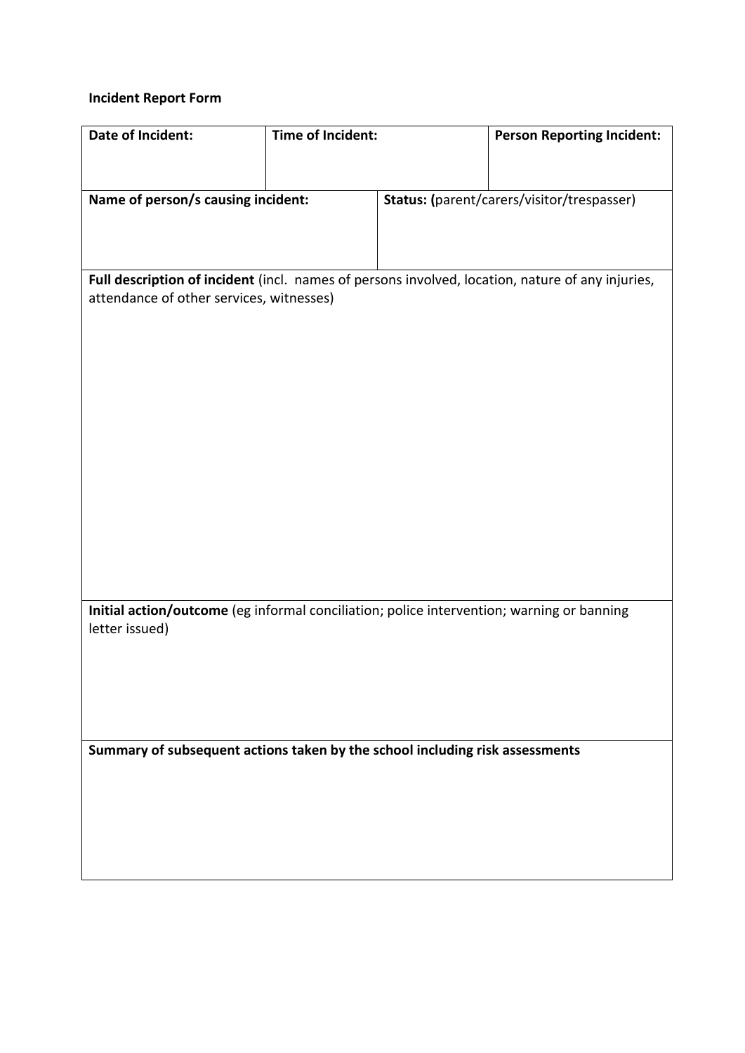**Incident Report Form**

| Date of Incident: | Time of Incident: | Person Reporting Incident: |
|---|---|---|
| | | |

| Name of person/s causing incident: | Status: (parent/carers/visitor/trespasser) |
|---|---|
| | |

| **Full description of incident** (incl. names of persons involved, location, nature of any injuries, attendance of other services, witnesses) |
|---|
| |

| **Initial action/outcome** (eg informal conciliation; police intervention; warning or banning letter issued) |
|---|
| |

| **Summary of subsequent actions taken by the school including risk assessments** |
|---|
| |